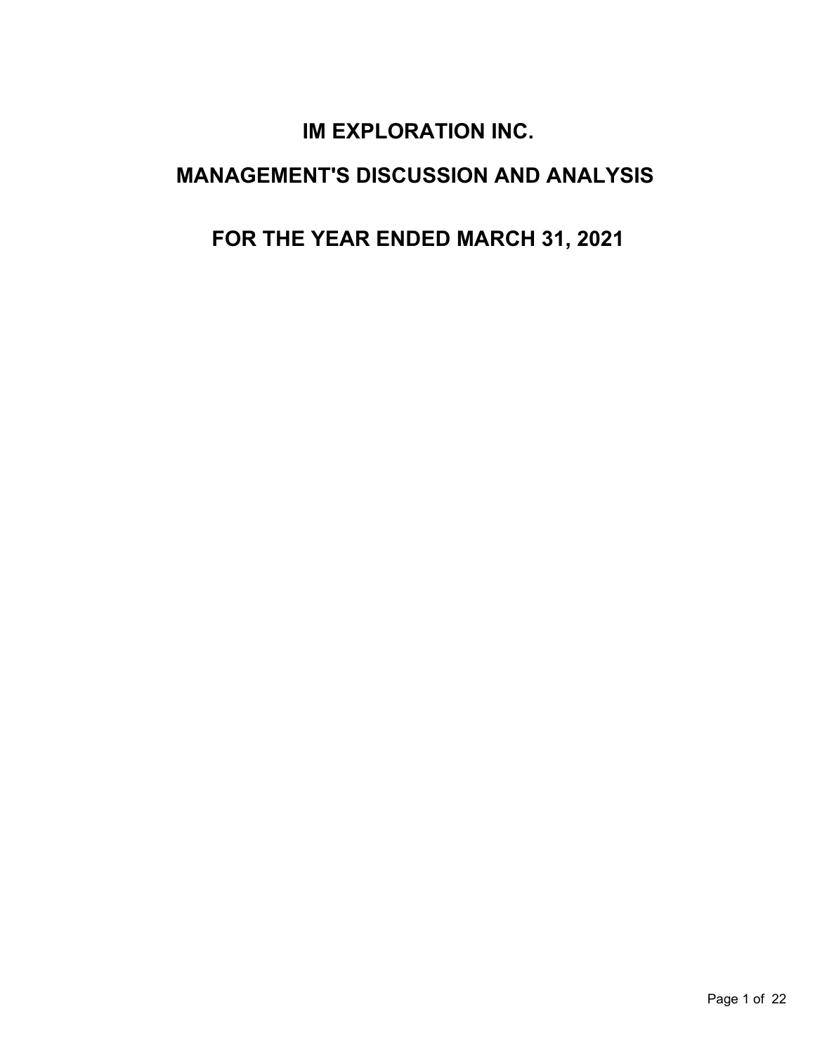# IM EXPLORATION INC.

# MANAGEMENT'S DISCUSSION AND ANALYSIS

# FOR THE YEAR ENDED MARCH 31, 2021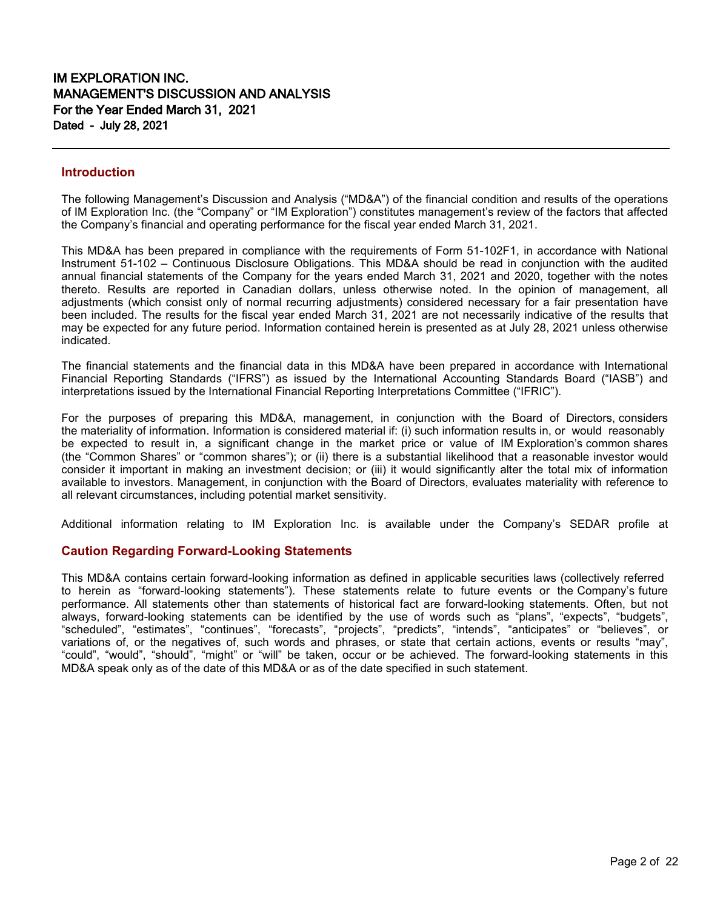**IM EXPLORATION INC.**
**MANAGEMENT'S DISCUSSION AND ANALYSIS**
**For the Year Ended March 31, 2021**
**Dated - July 28, 2021**

## Introduction

The following Management's Discussion and Analysis ("MD&A") of the financial condition and results of the operations of IM Exploration Inc. (the "Company" or "IM Exploration") constitutes management's review of the factors that affected the Company's financial and operating performance for the fiscal year ended March 31, 2021.

This MD&A has been prepared in compliance with the requirements of Form 51-102F1, in accordance with National Instrument 51-102 – Continuous Disclosure Obligations. This MD&A should be read in conjunction with the audited annual financial statements of the Company for the years ended March 31, 2021 and 2020, together with the notes thereto. Results are reported in Canadian dollars, unless otherwise noted. In the opinion of management, all adjustments (which consist only of normal recurring adjustments) considered necessary for a fair presentation have been included. The results for the fiscal year ended March 31, 2021 are not necessarily indicative of the results that may be expected for any future period. Information contained herein is presented as at July 28, 2021 unless otherwise indicated.

The financial statements and the financial data in this MD&A have been prepared in accordance with International Financial Reporting Standards ("IFRS") as issued by the International Accounting Standards Board ("IASB") and interpretations issued by the International Financial Reporting Interpretations Committee ("IFRIC").

For the purposes of preparing this MD&A, management, in conjunction with the Board of Directors, considers the materiality of information. Information is considered material if: (i) such information results in, or would reasonably be expected to result in, a significant change in the market price or value of IM Exploration's common shares (the "Common Shares" or "common shares"); or (ii) there is a substantial likelihood that a reasonable investor would consider it important in making an investment decision; or (iii) it would significantly alter the total mix of information available to investors. Management, in conjunction with the Board of Directors, evaluates materiality with reference to all relevant circumstances, including potential market sensitivity.

Additional information relating to IM Exploration Inc. is available under the Company's SEDAR profile at

## Caution Regarding Forward-Looking Statements

This MD&A contains certain forward-looking information as defined in applicable securities laws (collectively referred to herein as "forward-looking statements"). These statements relate to future events or the Company's future performance. All statements other than statements of historical fact are forward-looking statements. Often, but not always, forward-looking statements can be identified by the use of words such as "plans", "expects", "budgets", "scheduled", "estimates", "continues", "forecasts", "projects", "predicts", "intends", "anticipates" or "believes", or variations of, or the negatives of, such words and phrases, or state that certain actions, events or results "may", "could", "would", "should", "might" or "will" be taken, occur or be achieved. The forward-looking statements in this MD&A speak only as of the date of this MD&A or as of the date specified in such statement.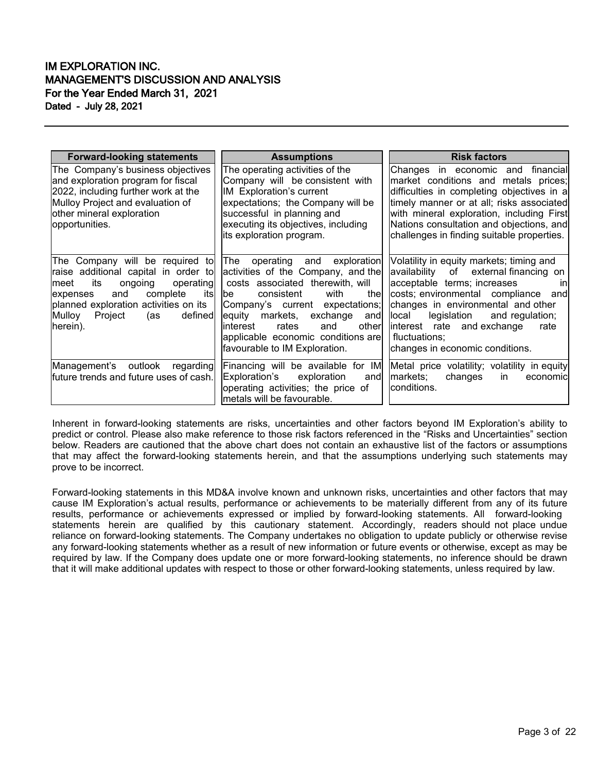| Forward-looking statements | Assumptions | Risk factors |
| --- | --- | --- |
| The Company's business objectives and exploration program for fiscal 2022, including further work at the Mulloy Project and evaluation of other mineral exploration opportunities. | The operating activities of the Company will be consistent with IM Exploration's current expectations; the Company will be successful in planning and executing its objectives, including its exploration program. | Changes in economic and financial market conditions and metals prices; difficulties in completing objectives in a timely manner or at all; risks associated with mineral exploration, including First Nations consultation and objections, and challenges in finding suitable properties. |
| The Company will be required to raise additional capital in order to meet its ongoing operating expenses and complete its planned exploration activities on its Mulloy Project (as defined herein). | The operating and exploration activities of the Company, and the costs associated therewith, will be consistent with the Company's current expectations; equity markets, exchange and interest rates and other applicable economic conditions are favourable to IM Exploration. | Volatility in equity markets; timing and availability of external financing on acceptable terms; increases in costs; environmental compliance and changes in environmental and other local legislation and regulation; interest rate and exchange rate fluctuations; changes in economic conditions. |
| Management's outlook regarding future trends and future uses of cash. | Financing will be available for IM Exploration's exploration and operating activities; the price of metals will be favourable. | Metal price volatility; volatility in equity markets; changes in economic conditions. |

Inherent in forward-looking statements are risks, uncertainties and other factors beyond IM Exploration's ability to predict or control. Please also make reference to those risk factors referenced in the "Risks and Uncertainties" section below. Readers are cautioned that the above chart does not contain an exhaustive list of the factors or assumptions that may affect the forward-looking statements herein, and that the assumptions underlying such statements may prove to be incorrect.

Forward-looking statements in this MD&A involve known and unknown risks, uncertainties and other factors that may cause IM Exploration's actual results, performance or achievements to be materially different from any of its future results, performance or achievements expressed or implied by forward-looking statements. All forward-looking statements herein are qualified by this cautionary statement. Accordingly, readers should not place undue reliance on forward-looking statements. The Company undertakes no obligation to update publicly or otherwise revise any forward-looking statements whether as a result of new information or future events or otherwise, except as may be required by law. If the Company does update one or more forward-looking statements, no inference should be drawn that it will make additional updates with respect to those or other forward-looking statements, unless required by law.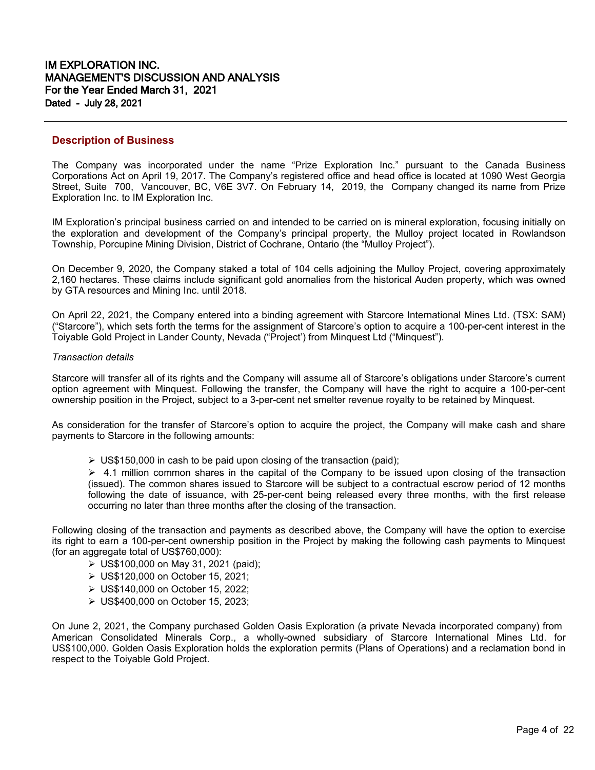## Description of Business

The Company was incorporated under the name "Prize Exploration Inc." pursuant to the Canada Business Corporations Act on April 19, 2017. The Company's registered office and head office is located at 1090 West Georgia Street, Suite 700, Vancouver, BC, V6E 3V7. On February 14, 2019, the Company changed its name from Prize Exploration Inc. to IM Exploration Inc.

IM Exploration's principal business carried on and intended to be carried on is mineral exploration, focusing initially on the exploration and development of the Company's principal property, the Mulloy project located in Rowlandson Township, Porcupine Mining Division, District of Cochrane, Ontario (the "Mulloy Project").

On December 9, 2020, the Company staked a total of 104 cells adjoining the Mulloy Project, covering approximately 2,160 hectares. These claims include significant gold anomalies from the historical Auden property, which was owned by GTA resources and Mining Inc. until 2018.

On April 22, 2021, the Company entered into a binding agreement with Starcore International Mines Ltd. (TSX: SAM) ("Starcore"), which sets forth the terms for the assignment of Starcore's option to acquire a 100-per-cent interest in the Toiyable Gold Project in Lander County, Nevada ("Project') from Minquest Ltd ("Minquest").

*Transaction details*

Starcore will transfer all of its rights and the Company will assume all of Starcore's obligations under Starcore's current option agreement with Minquest. Following the transfer, the Company will have the right to acquire a 100-per-cent ownership position in the Project, subject to a 3-per-cent net smelter revenue royalty to be retained by Minquest.

As consideration for the transfer of Starcore's option to acquire the project, the Company will make cash and share payments to Starcore in the following amounts:

- US$150,000 in cash to be paid upon closing of the transaction (paid);
- 4.1 million common shares in the capital of the Company to be issued upon closing of the transaction (issued). The common shares issued to Starcore will be subject to a contractual escrow period of 12 months following the date of issuance, with 25-per-cent being released every three months, with the first release occurring no later than three months after the closing of the transaction.

Following closing of the transaction and payments as described above, the Company will have the option to exercise its right to earn a 100-per-cent ownership position in the Project by making the following cash payments to Minquest (for an aggregate total of US$760,000):

- US$100,000 on May 31, 2021 (paid);
- US$120,000 on October 15, 2021;
- US$140,000 on October 15, 2022;
- US$400,000 on October 15, 2023;

On June 2, 2021, the Company purchased Golden Oasis Exploration (a private Nevada incorporated company) from American Consolidated Minerals Corp., a wholly-owned subsidiary of Starcore International Mines Ltd. for US$100,000. Golden Oasis Exploration holds the exploration permits (Plans of Operations) and a reclamation bond in respect to the Toiyable Gold Project.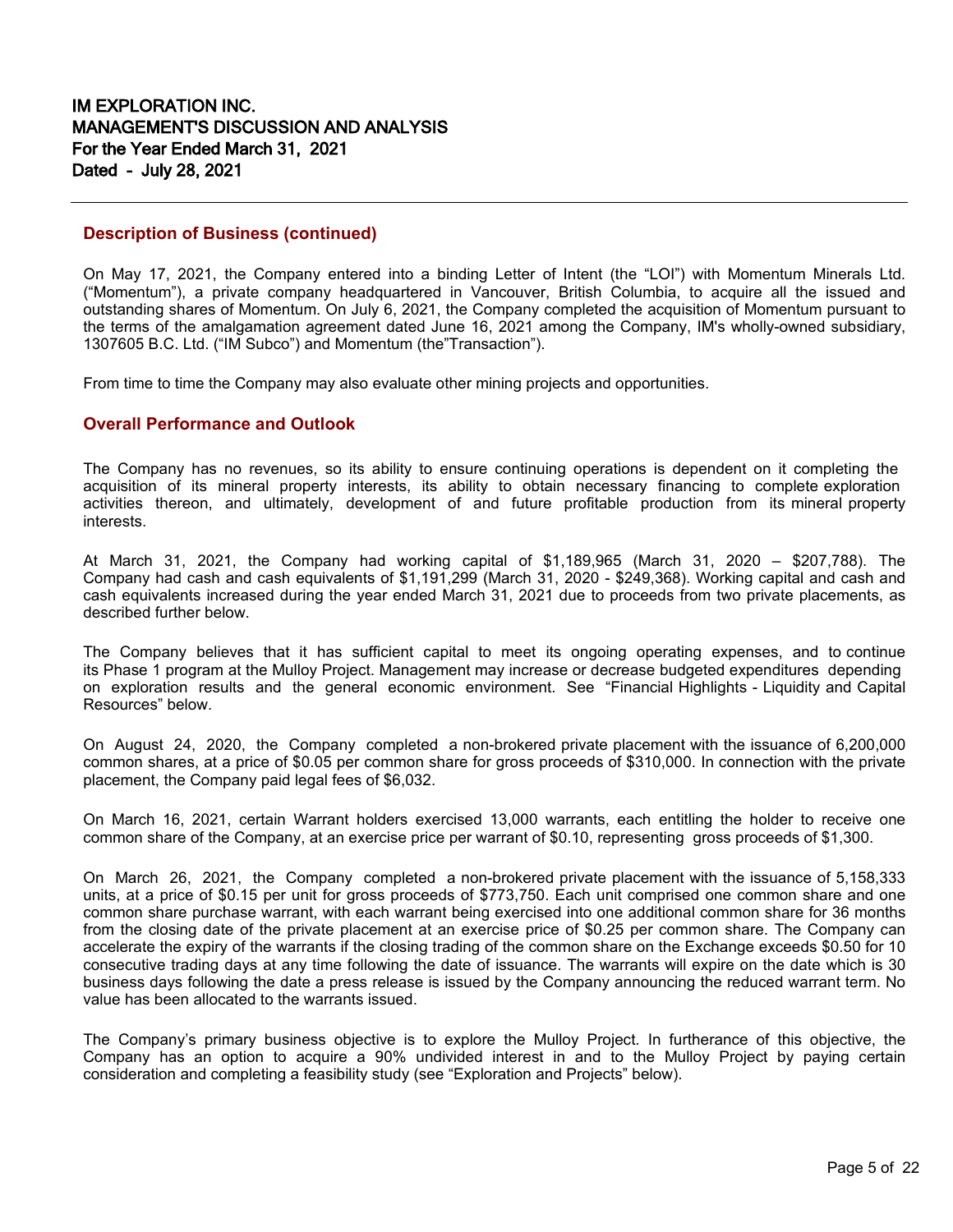## Description of Business (continued)

On May 17, 2021, the Company entered into a binding Letter of Intent (the "LOI") with Momentum Minerals Ltd. ("Momentum"), a private company headquartered in Vancouver, British Columbia, to acquire all the issued and outstanding shares of Momentum. On July 6, 2021, the Company completed the acquisition of Momentum pursuant to the terms of the amalgamation agreement dated June 16, 2021 among the Company, IM's wholly-owned subsidiary, 1307605 B.C. Ltd. ("IM Subco") and Momentum (the"Transaction").

From time to time the Company may also evaluate other mining projects and opportunities.

## Overall Performance and Outlook

The Company has no revenues, so its ability to ensure continuing operations is dependent on it completing the acquisition of its mineral property interests, its ability to obtain necessary financing to complete exploration activities thereon, and ultimately, development of and future profitable production from its mineral property interests.

At March 31, 2021, the Company had working capital of $1,189,965 (March 31, 2020 – $207,788). The Company had cash and cash equivalents of $1,191,299 (March 31, 2020 - $249,368). Working capital and cash and cash equivalents increased during the year ended March 31, 2021 due to proceeds from two private placements, as described further below.

The Company believes that it has sufficient capital to meet its ongoing operating expenses, and to continue its Phase 1 program at the Mulloy Project. Management may increase or decrease budgeted expenditures depending on exploration results and the general economic environment. See "Financial Highlights - Liquidity and Capital Resources" below.

On August 24, 2020, the Company completed a non-brokered private placement with the issuance of 6,200,000 common shares, at a price of $0.05 per common share for gross proceeds of $310,000. In connection with the private placement, the Company paid legal fees of $6,032.

On March 16, 2021, certain Warrant holders exercised 13,000 warrants, each entitling the holder to receive one common share of the Company, at an exercise price per warrant of $0.10, representing gross proceeds of $1,300.

On March 26, 2021, the Company completed a non-brokered private placement with the issuance of 5,158,333 units, at a price of $0.15 per unit for gross proceeds of $773,750. Each unit comprised one common share and one common share purchase warrant, with each warrant being exercised into one additional common share for 36 months from the closing date of the private placement at an exercise price of $0.25 per common share. The Company can accelerate the expiry of the warrants if the closing trading of the common share on the Exchange exceeds $0.50 for 10 consecutive trading days at any time following the date of issuance. The warrants will expire on the date which is 30 business days following the date a press release is issued by the Company announcing the reduced warrant term. No value has been allocated to the warrants issued.

The Company's primary business objective is to explore the Mulloy Project. In furtherance of this objective, the Company has an option to acquire a 90% undivided interest in and to the Mulloy Project by paying certain consideration and completing a feasibility study (see "Exploration and Projects" below).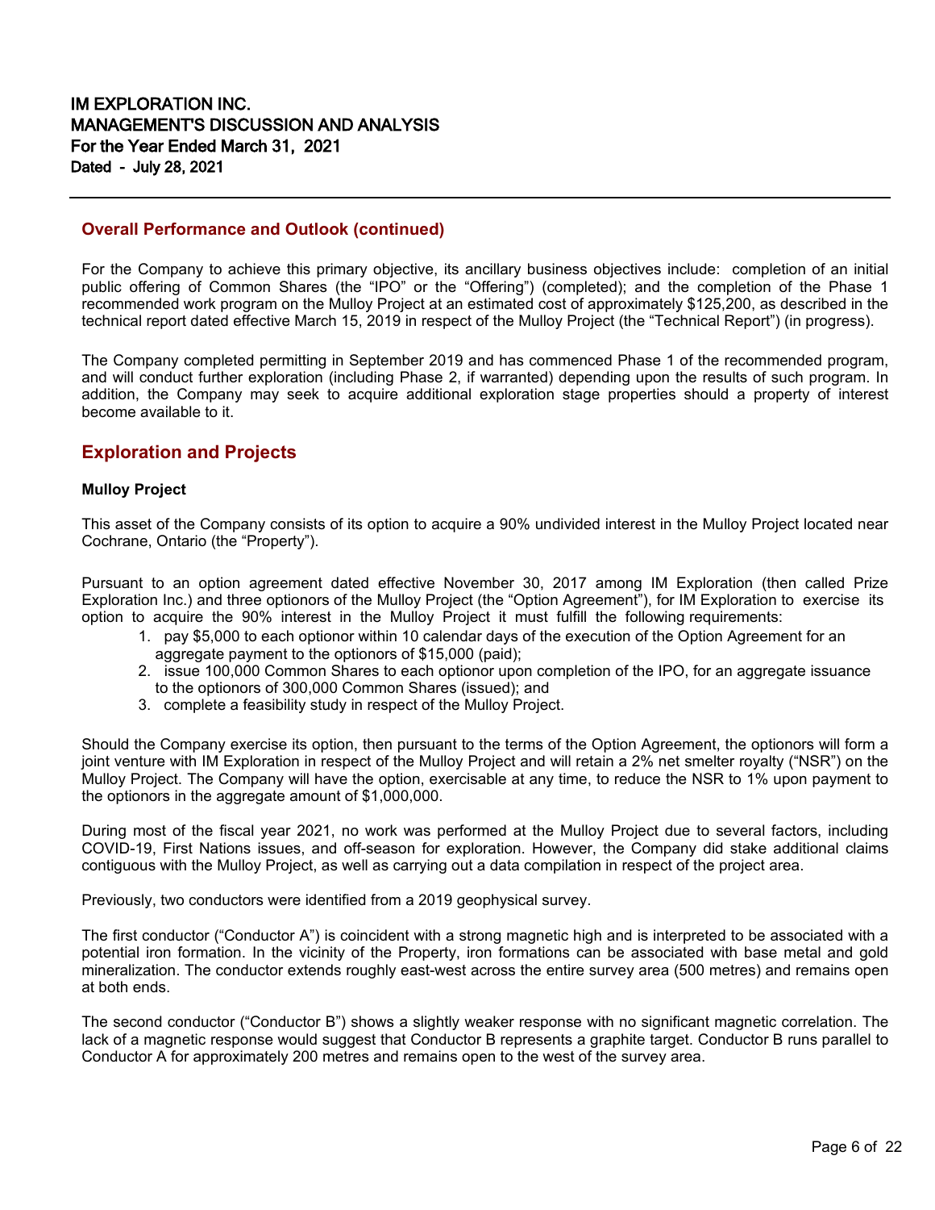## Overall Performance and Outlook (continued)

For the Company to achieve this primary objective, its ancillary business objectives include: completion of an initial public offering of Common Shares (the "IPO" or the "Offering") (completed); and the completion of the Phase 1 recommended work program on the Mulloy Project at an estimated cost of approximately $125,200, as described in the technical report dated effective March 15, 2019 in respect of the Mulloy Project (the "Technical Report") (in progress).

The Company completed permitting in September 2019 and has commenced Phase 1 of the recommended program, and will conduct further exploration (including Phase 2, if warranted) depending upon the results of such program. In addition, the Company may seek to acquire additional exploration stage properties should a property of interest become available to it.

## Exploration and Projects

**Mulloy Project**

This asset of the Company consists of its option to acquire a 90% undivided interest in the Mulloy Project located near Cochrane, Ontario (the "Property").

Pursuant to an option agreement dated effective November 30, 2017 among IM Exploration (then called Prize Exploration Inc.) and three optionors of the Mulloy Project (the "Option Agreement"), for IM Exploration to exercise its option to acquire the 90% interest in the Mulloy Project it must fulfill the following requirements:

1. pay $5,000 to each optionor within 10 calendar days of the execution of the Option Agreement for an aggregate payment to the optionors of $15,000 (paid);
2. issue 100,000 Common Shares to each optionor upon completion of the IPO, for an aggregate issuance to the optionors of 300,000 Common Shares (issued); and
3. complete a feasibility study in respect of the Mulloy Project.

Should the Company exercise its option, then pursuant to the terms of the Option Agreement, the optionors will form a joint venture with IM Exploration in respect of the Mulloy Project and will retain a 2% net smelter royalty ("NSR") on the Mulloy Project. The Company will have the option, exercisable at any time, to reduce the NSR to 1% upon payment to the optionors in the aggregate amount of $1,000,000.

During most of the fiscal year 2021, no work was performed at the Mulloy Project due to several factors, including COVID-19, First Nations issues, and off-season for exploration. However, the Company did stake additional claims contiguous with the Mulloy Project, as well as carrying out a data compilation in respect of the project area.

Previously, two conductors were identified from a 2019 geophysical survey.

The first conductor ("Conductor A") is coincident with a strong magnetic high and is interpreted to be associated with a potential iron formation. In the vicinity of the Property, iron formations can be associated with base metal and gold mineralization. The conductor extends roughly east-west across the entire survey area (500 metres) and remains open at both ends.

The second conductor ("Conductor B") shows a slightly weaker response with no significant magnetic correlation. The lack of a magnetic response would suggest that Conductor B represents a graphite target. Conductor B runs parallel to Conductor A for approximately 200 metres and remains open to the west of the survey area.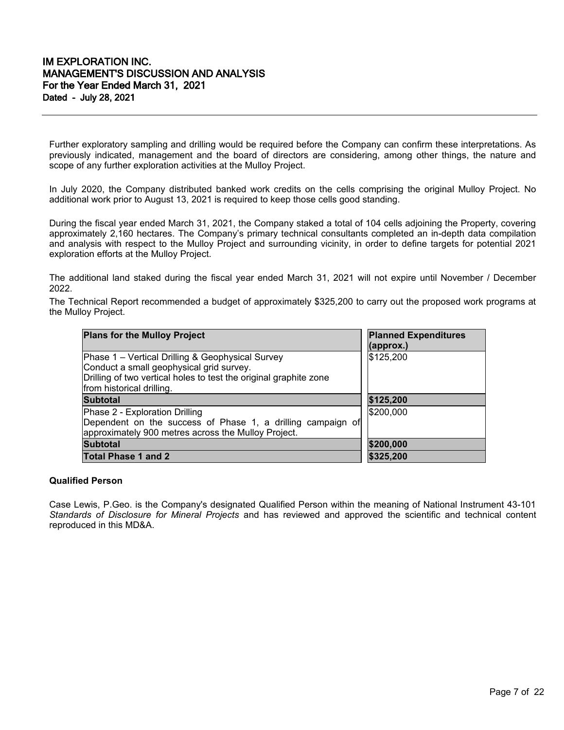Further exploratory sampling and drilling would be required before the Company can confirm these interpretations. As previously indicated, management and the board of directors are considering, among other things, the nature and scope of any further exploration activities at the Mulloy Project.

In July 2020, the Company distributed banked work credits on the cells comprising the original Mulloy Project. No additional work prior to August 13, 2021 is required to keep those cells good standing.

During the fiscal year ended March 31, 2021, the Company staked a total of 104 cells adjoining the Property, covering approximately 2,160 hectares. The Company's primary technical consultants completed an in-depth data compilation and analysis with respect to the Mulloy Project and surrounding vicinity, in order to define targets for potential 2021 exploration efforts at the Mulloy Project.

The additional land staked during the fiscal year ended March 31, 2021 will not expire until November / December 2022.

The Technical Report recommended a budget of approximately $325,200 to carry out the proposed work programs at the Mulloy Project.

| Plans for the Mulloy Project | Planned Expenditures (approx.) |
|---|---|
| Phase 1 – Vertical Drilling & Geophysical Survey<br>Conduct a small geophysical grid survey.<br>Drilling of two vertical holes to test the original graphite zone from historical drilling. | $125,200 |
| **Subtotal** | **$125,200** |
| Phase 2 - Exploration Drilling<br>Dependent on the success of Phase 1, a drilling campaign of approximately 900 metres across the Mulloy Project. | $200,000 |
| **Subtotal** | **$200,000** |
| **Total Phase 1 and 2** | **$325,200** |

**Qualified Person**

Case Lewis, P.Geo. is the Company's designated Qualified Person within the meaning of National Instrument 43-101 *Standards of Disclosure for Mineral Projects* and has reviewed and approved the scientific and technical content reproduced in this MD&A.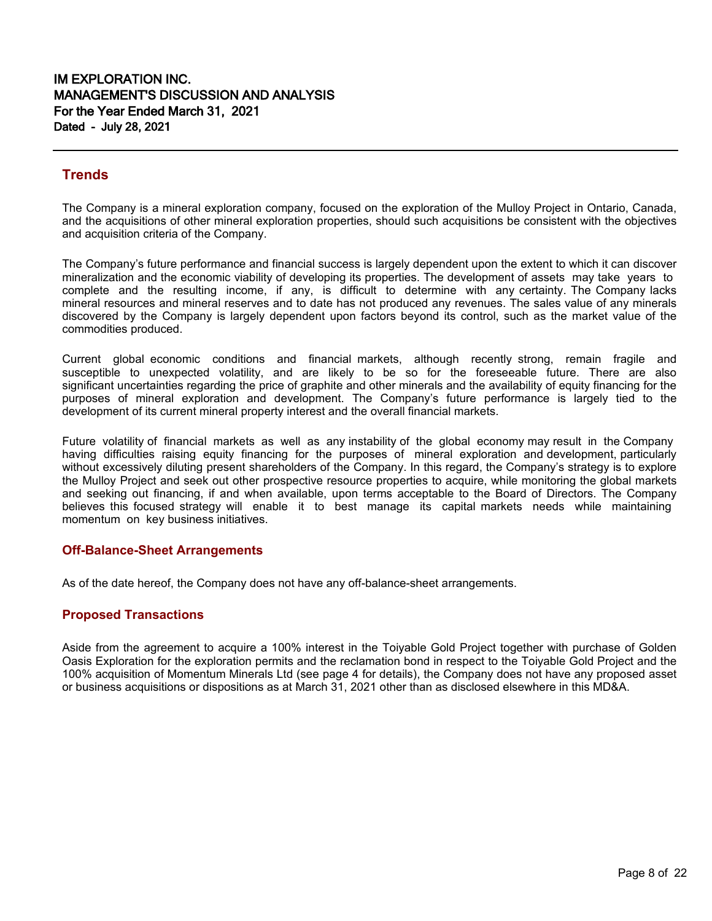## Trends

The Company is a mineral exploration company, focused on the exploration of the Mulloy Project in Ontario, Canada, and the acquisitions of other mineral exploration properties, should such acquisitions be consistent with the objectives and acquisition criteria of the Company.

The Company's future performance and financial success is largely dependent upon the extent to which it can discover mineralization and the economic viability of developing its properties. The development of assets may take years to complete and the resulting income, if any, is difficult to determine with any certainty. The Company lacks mineral resources and mineral reserves and to date has not produced any revenues. The sales value of any minerals discovered by the Company is largely dependent upon factors beyond its control, such as the market value of the commodities produced.

Current global economic conditions and financial markets, although recently strong, remain fragile and susceptible to unexpected volatility, and are likely to be so for the foreseeable future. There are also significant uncertainties regarding the price of graphite and other minerals and the availability of equity financing for the purposes of mineral exploration and development. The Company's future performance is largely tied to the development of its current mineral property interest and the overall financial markets.

Future volatility of financial markets as well as any instability of the global economy may result in the Company having difficulties raising equity financing for the purposes of mineral exploration and development, particularly without excessively diluting present shareholders of the Company. In this regard, the Company's strategy is to explore the Mulloy Project and seek out other prospective resource properties to acquire, while monitoring the global markets and seeking out financing, if and when available, upon terms acceptable to the Board of Directors. The Company believes this focused strategy will enable it to best manage its capital markets needs while maintaining momentum on key business initiatives.

## Off-Balance-Sheet Arrangements

As of the date hereof, the Company does not have any off-balance-sheet arrangements.

## Proposed Transactions

Aside from the agreement to acquire a 100% interest in the Toiyable Gold Project together with purchase of Golden Oasis Exploration for the exploration permits and the reclamation bond in respect to the Toiyable Gold Project and the 100% acquisition of Momentum Minerals Ltd (see page 4 for details), the Company does not have any proposed asset or business acquisitions or dispositions as at March 31, 2021 other than as disclosed elsewhere in this MD&A.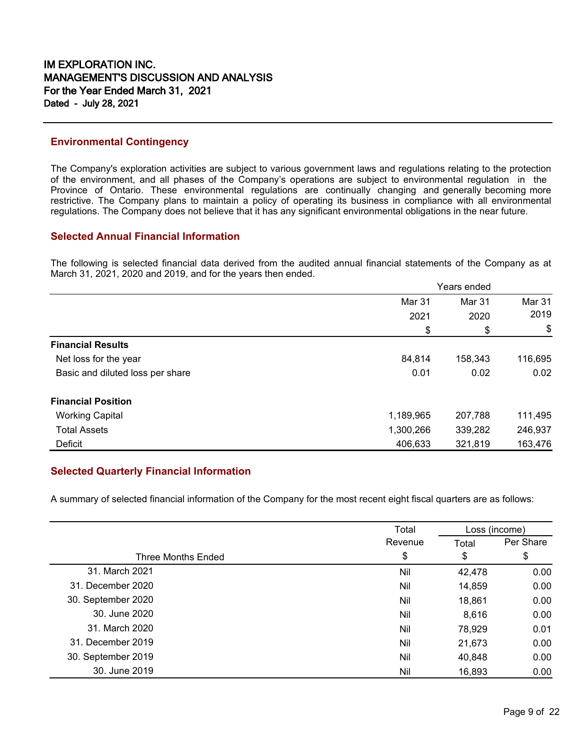## Environmental Contingency

The Company's exploration activities are subject to various government laws and regulations relating to the protection of the environment, and all phases of the Company's operations are subject to environmental regulation in the Province of Ontario. These environmental regulations are continually changing and generally becoming more restrictive. The Company plans to maintain a policy of operating its business in compliance with all environmental regulations. The Company does not believe that it has any significant environmental obligations in the near future.

## Selected Annual Financial Information

The following is selected financial data derived from the audited annual financial statements of the Company as at March 31, 2021, 2020 and 2019, and for the years then ended.

| | Years ended | | |
|---|---|---|---|
| | Mar 31 2021 | Mar 31 2020 | Mar 31 2019 |
| | $ | $ | $ |
| **Financial Results** | | | |
| Net loss for the year | 84,814 | 158,343 | 116,695 |
| Basic and diluted loss per share | 0.01 | 0.02 | 0.02 |
| **Financial Position** | | | |
| Working Capital | 1,189,965 | 207,788 | 111,495 |
| Total Assets | 1,300,266 | 339,282 | 246,937 |
| Deficit | 406,633 | 321,819 | 163,476 |

## Selected Quarterly Financial Information

A summary of selected financial information of the Company for the most recent eight fiscal quarters are as follows:

| | Total | Loss (income) | |
|---|---|---|---|
| | Revenue | Total | Per Share |
| Three Months Ended | $ | $ | $ |
| 31. March 2021 | Nil | 42,478 | 0.00 |
| 31. December 2020 | Nil | 14,859 | 0.00 |
| 30. September 2020 | Nil | 18,861 | 0.00 |
| 30. June 2020 | Nil | 8,616 | 0.00 |
| 31. March 2020 | Nil | 78,929 | 0.01 |
| 31. December 2019 | Nil | 21,673 | 0.00 |
| 30. September 2019 | Nil | 40,848 | 0.00 |
| 30. June 2019 | Nil | 16,893 | 0.00 |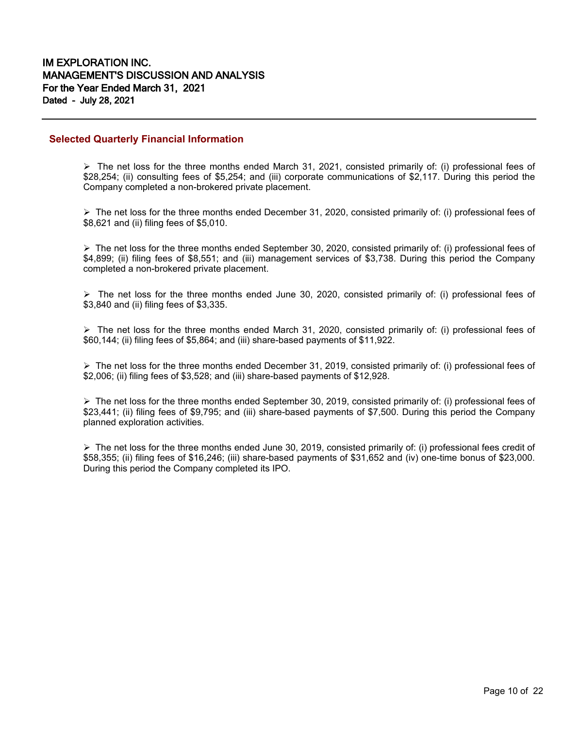## Selected Quarterly Financial Information

- The net loss for the three months ended March 31, 2021, consisted primarily of: (i) professional fees of $28,254; (ii) consulting fees of $5,254; and (iii) corporate communications of $2,117. During this period the Company completed a non-brokered private placement.

- The net loss for the three months ended December 31, 2020, consisted primarily of: (i) professional fees of $8,621 and (ii) filing fees of $5,010.

- The net loss for the three months ended September 30, 2020, consisted primarily of: (i) professional fees of $4,899; (ii) filing fees of $8,551; and (iii) management services of $3,738. During this period the Company completed a non-brokered private placement.

- The net loss for the three months ended June 30, 2020, consisted primarily of: (i) professional fees of $3,840 and (ii) filing fees of $3,335.

- The net loss for the three months ended March 31, 2020, consisted primarily of: (i) professional fees of $60,144; (ii) filing fees of $5,864; and (iii) share-based payments of $11,922.

- The net loss for the three months ended December 31, 2019, consisted primarily of: (i) professional fees of $2,006; (ii) filing fees of $3,528; and (iii) share-based payments of $12,928.

- The net loss for the three months ended September 30, 2019, consisted primarily of: (i) professional fees of $23,441; (ii) filing fees of $9,795; and (iii) share-based payments of $7,500. During this period the Company planned exploration activities.

- The net loss for the three months ended June 30, 2019, consisted primarily of: (i) professional fees credit of $58,355; (ii) filing fees of $16,246; (iii) share-based payments of $31,652 and (iv) one-time bonus of $23,000. During this period the Company completed its IPO.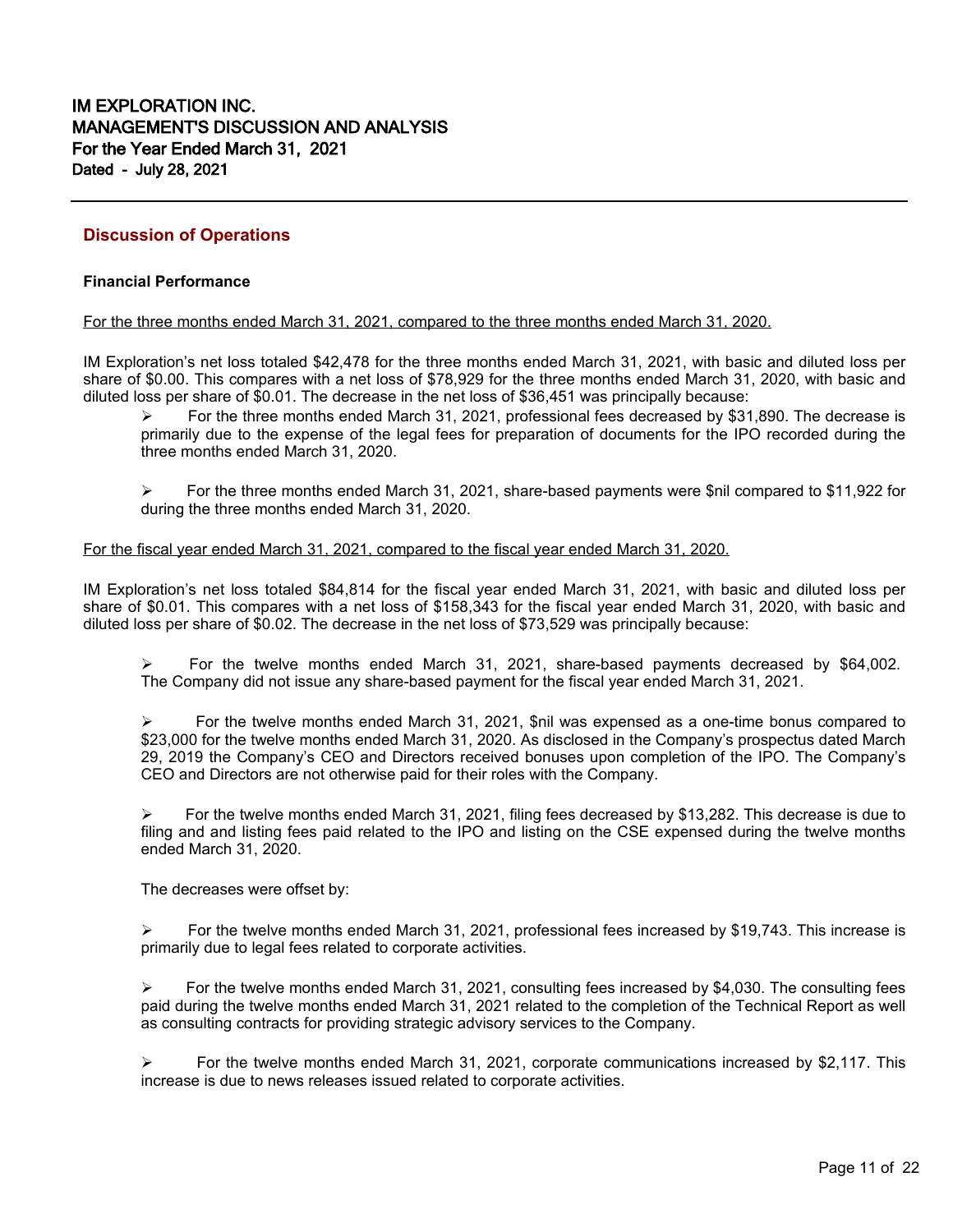## Discussion of Operations

### Financial Performance

For the three months ended March 31, 2021, compared to the three months ended March 31, 2020.

IM Exploration's net loss totaled $42,478 for the three months ended March 31, 2021, with basic and diluted loss per share of $0.00. This compares with a net loss of $78,929 for the three months ended March 31, 2020, with basic and diluted loss per share of $0.01. The decrease in the net loss of $36,451 was principally because:

- For the three months ended March 31, 2021, professional fees decreased by $31,890. The decrease is primarily due to the expense of the legal fees for preparation of documents for the IPO recorded during the three months ended March 31, 2020.
- For the three months ended March 31, 2021, share-based payments were $nil compared to $11,922 for during the three months ended March 31, 2020.

For the fiscal year ended March 31, 2021, compared to the fiscal year ended March 31, 2020.

IM Exploration's net loss totaled $84,814 for the fiscal year ended March 31, 2021, with basic and diluted loss per share of $0.01. This compares with a net loss of $158,343 for the fiscal year ended March 31, 2020, with basic and diluted loss per share of $0.02. The decrease in the net loss of $73,529 was principally because:

- For the twelve months ended March 31, 2021, share-based payments decreased by $64,002. The Company did not issue any share-based payment for the fiscal year ended March 31, 2021.
- For the twelve months ended March 31, 2021, $nil was expensed as a one-time bonus compared to $23,000 for the twelve months ended March 31, 2020. As disclosed in the Company's prospectus dated March 29, 2019 the Company's CEO and Directors received bonuses upon completion of the IPO. The Company's CEO and Directors are not otherwise paid for their roles with the Company.
- For the twelve months ended March 31, 2021, filing fees decreased by $13,282. This decrease is due to filing and and listing fees paid related to the IPO and listing on the CSE expensed during the twelve months ended March 31, 2020.

The decreases were offset by:

- For the twelve months ended March 31, 2021, professional fees increased by $19,743. This increase is primarily due to legal fees related to corporate activities.
- For the twelve months ended March 31, 2021, consulting fees increased by $4,030. The consulting fees paid during the twelve months ended March 31, 2021 related to the completion of the Technical Report as well as consulting contracts for providing strategic advisory services to the Company.
- For the twelve months ended March 31, 2021, corporate communications increased by $2,117. This increase is due to news releases issued related to corporate activities.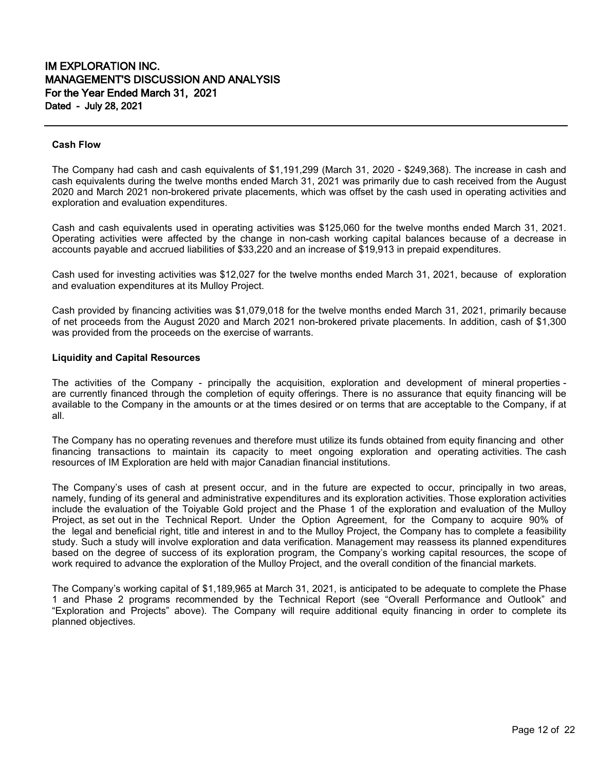**Cash Flow**

The Company had cash and cash equivalents of $1,191,299 (March 31, 2020 - $249,368). The increase in cash and cash equivalents during the twelve months ended March 31, 2021 was primarily due to cash received from the August 2020 and March 2021 non-brokered private placements, which was offset by the cash used in operating activities and exploration and evaluation expenditures.

Cash and cash equivalents used in operating activities was $125,060 for the twelve months ended March 31, 2021. Operating activities were affected by the change in non-cash working capital balances because of a decrease in accounts payable and accrued liabilities of $33,220 and an increase of $19,913 in prepaid expenditures.

Cash used for investing activities was $12,027 for the twelve months ended March 31, 2021, because of exploration and evaluation expenditures at its Mulloy Project.

Cash provided by financing activities was $1,079,018 for the twelve months ended March 31, 2021, primarily because of net proceeds from the August 2020 and March 2021 non-brokered private placements. In addition, cash of $1,300 was provided from the proceeds on the exercise of warrants.

**Liquidity and Capital Resources**

The activities of the Company - principally the acquisition, exploration and development of mineral properties - are currently financed through the completion of equity offerings. There is no assurance that equity financing will be available to the Company in the amounts or at the times desired or on terms that are acceptable to the Company, if at all.

The Company has no operating revenues and therefore must utilize its funds obtained from equity financing and other financing transactions to maintain its capacity to meet ongoing exploration and operating activities. The cash resources of IM Exploration are held with major Canadian financial institutions.

The Company's uses of cash at present occur, and in the future are expected to occur, principally in two areas, namely, funding of its general and administrative expenditures and its exploration activities. Those exploration activities include the evaluation of the Toiyable Gold project and the Phase 1 of the exploration and evaluation of the Mulloy Project, as set out in the Technical Report. Under the Option Agreement, for the Company to acquire 90% of the legal and beneficial right, title and interest in and to the Mulloy Project, the Company has to complete a feasibility study. Such a study will involve exploration and data verification. Management may reassess its planned expenditures based on the degree of success of its exploration program, the Company's working capital resources, the scope of work required to advance the exploration of the Mulloy Project, and the overall condition of the financial markets.

The Company's working capital of $1,189,965 at March 31, 2021, is anticipated to be adequate to complete the Phase 1 and Phase 2 programs recommended by the Technical Report (see "Overall Performance and Outlook" and "Exploration and Projects" above). The Company will require additional equity financing in order to complete its planned objectives.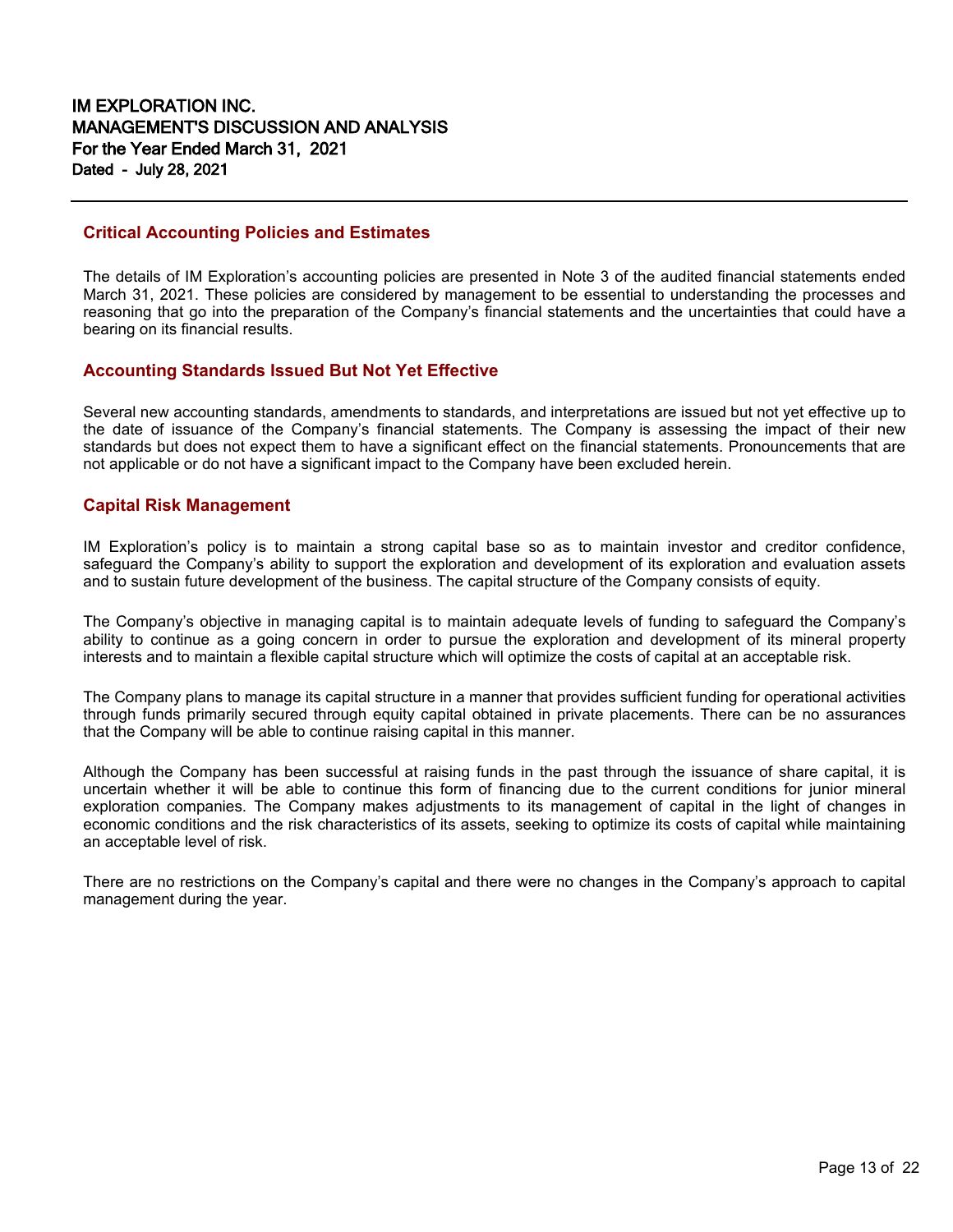## Critical Accounting Policies and Estimates

The details of IM Exploration's accounting policies are presented in Note 3 of the audited financial statements ended March 31, 2021. These policies are considered by management to be essential to understanding the processes and reasoning that go into the preparation of the Company's financial statements and the uncertainties that could have a bearing on its financial results.

## Accounting Standards Issued But Not Yet Effective

Several new accounting standards, amendments to standards, and interpretations are issued but not yet effective up to the date of issuance of the Company's financial statements. The Company is assessing the impact of their new standards but does not expect them to have a significant effect on the financial statements. Pronouncements that are not applicable or do not have a significant impact to the Company have been excluded herein.

## Capital Risk Management

IM Exploration's policy is to maintain a strong capital base so as to maintain investor and creditor confidence, safeguard the Company's ability to support the exploration and development of its exploration and evaluation assets and to sustain future development of the business. The capital structure of the Company consists of equity.

The Company's objective in managing capital is to maintain adequate levels of funding to safeguard the Company's ability to continue as a going concern in order to pursue the exploration and development of its mineral property interests and to maintain a flexible capital structure which will optimize the costs of capital at an acceptable risk.

The Company plans to manage its capital structure in a manner that provides sufficient funding for operational activities through funds primarily secured through equity capital obtained in private placements. There can be no assurances that the Company will be able to continue raising capital in this manner.

Although the Company has been successful at raising funds in the past through the issuance of share capital, it is uncertain whether it will be able to continue this form of financing due to the current conditions for junior mineral exploration companies. The Company makes adjustments to its management of capital in the light of changes in economic conditions and the risk characteristics of its assets, seeking to optimize its costs of capital while maintaining an acceptable level of risk.

There are no restrictions on the Company's capital and there were no changes in the Company's approach to capital management during the year.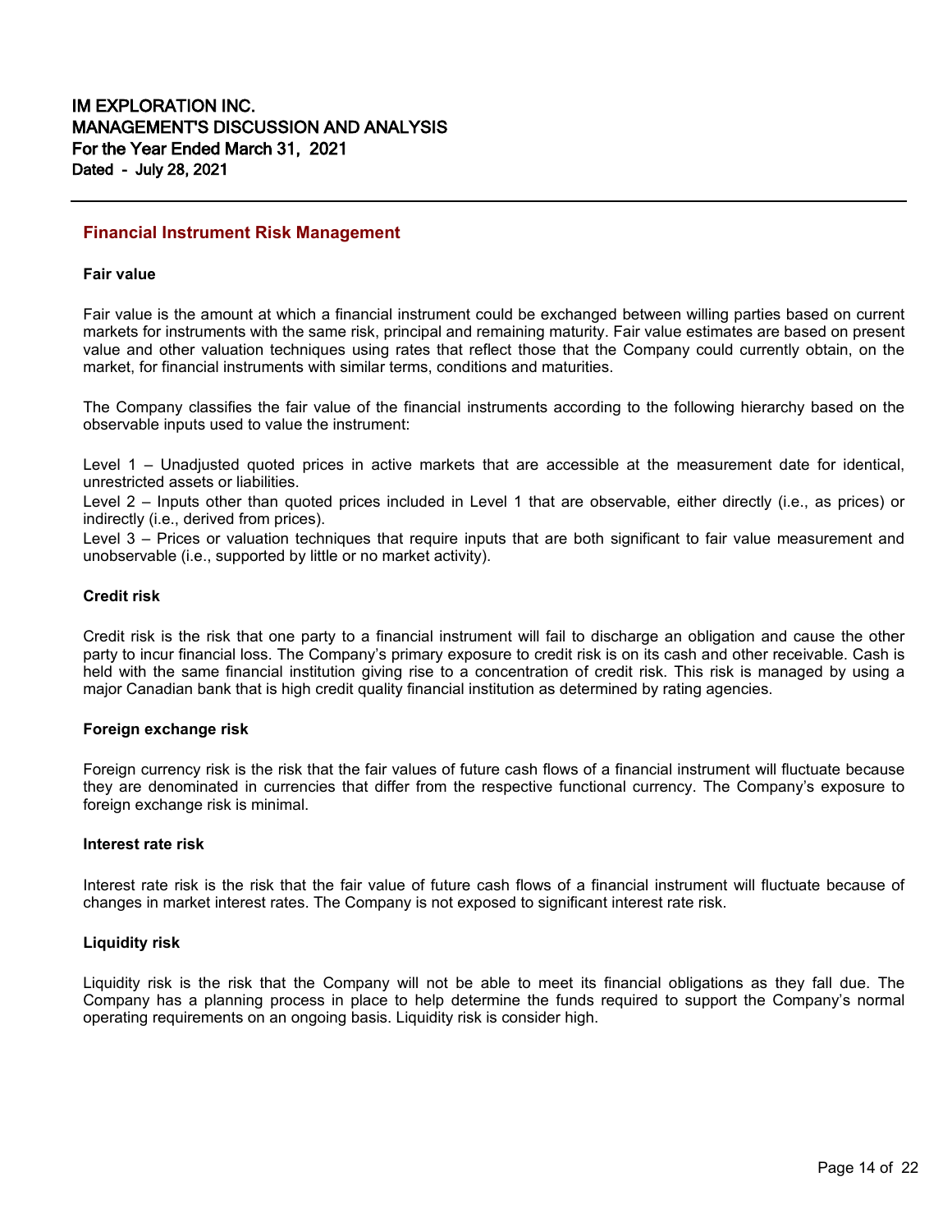## Financial Instrument Risk Management

### Fair value

Fair value is the amount at which a financial instrument could be exchanged between willing parties based on current markets for instruments with the same risk, principal and remaining maturity. Fair value estimates are based on present value and other valuation techniques using rates that reflect those that the Company could currently obtain, on the market, for financial instruments with similar terms, conditions and maturities.

The Company classifies the fair value of the financial instruments according to the following hierarchy based on the observable inputs used to value the instrument:

Level 1 – Unadjusted quoted prices in active markets that are accessible at the measurement date for identical, unrestricted assets or liabilities.
Level 2 – Inputs other than quoted prices included in Level 1 that are observable, either directly (i.e., as prices) or indirectly (i.e., derived from prices).
Level 3 – Prices or valuation techniques that require inputs that are both significant to fair value measurement and unobservable (i.e., supported by little or no market activity).

### Credit risk

Credit risk is the risk that one party to a financial instrument will fail to discharge an obligation and cause the other party to incur financial loss. The Company's primary exposure to credit risk is on its cash and other receivable. Cash is held with the same financial institution giving rise to a concentration of credit risk. This risk is managed by using a major Canadian bank that is high credit quality financial institution as determined by rating agencies.

### Foreign exchange risk

Foreign currency risk is the risk that the fair values of future cash flows of a financial instrument will fluctuate because they are denominated in currencies that differ from the respective functional currency. The Company's exposure to foreign exchange risk is minimal.

### Interest rate risk

Interest rate risk is the risk that the fair value of future cash flows of a financial instrument will fluctuate because of changes in market interest rates. The Company is not exposed to significant interest rate risk.

### Liquidity risk

Liquidity risk is the risk that the Company will not be able to meet its financial obligations as they fall due. The Company has a planning process in place to help determine the funds required to support the Company's normal operating requirements on an ongoing basis. Liquidity risk is consider high.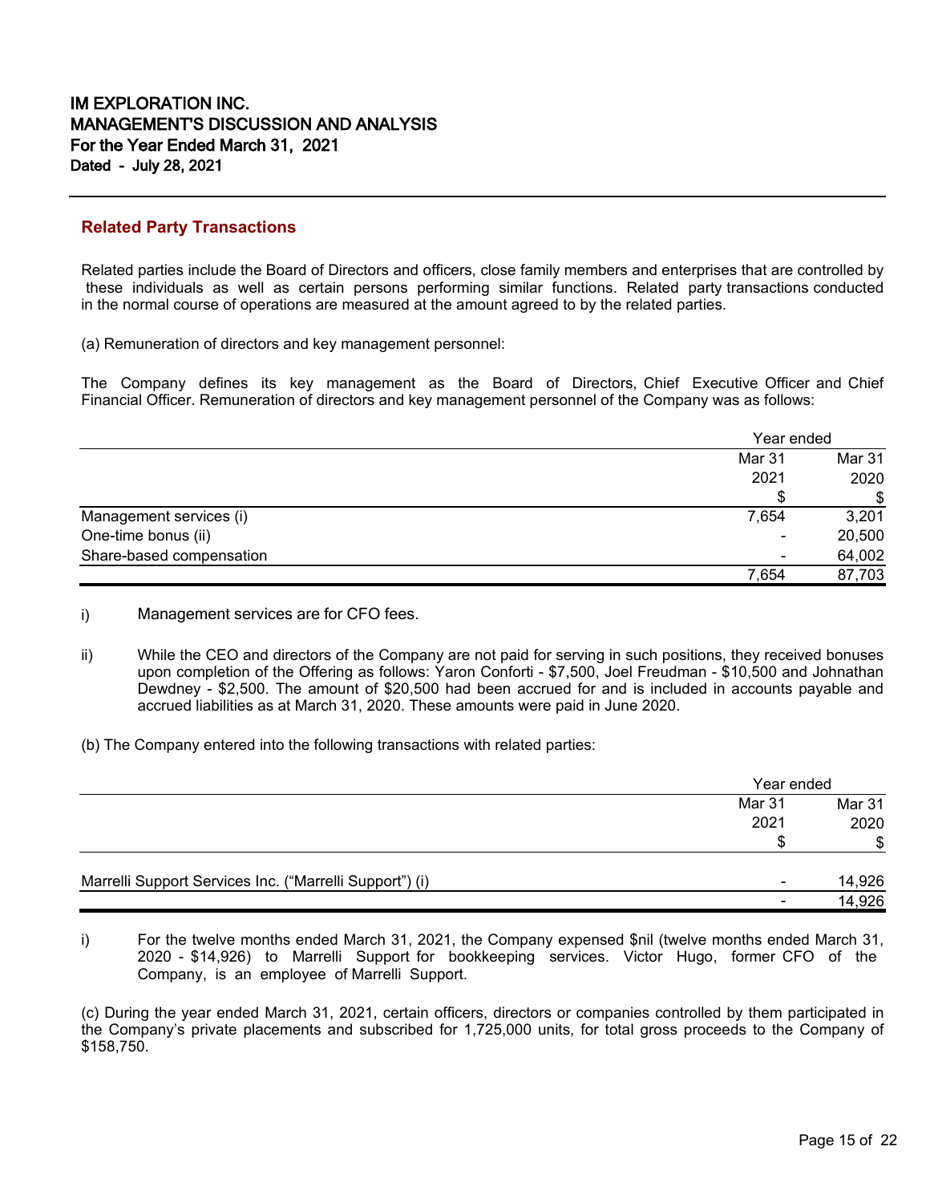## Related Party Transactions

Related parties include the Board of Directors and officers, close family members and enterprises that are controlled by these individuals as well as certain persons performing similar functions. Related party transactions conducted in the normal course of operations are measured at the amount agreed to by the related parties.

(a) Remuneration of directors and key management personnel:

The Company defines its key management as the Board of Directors, Chief Executive Officer and Chief Financial Officer. Remuneration of directors and key management personnel of the Company was as follows:

| | Year ended | |
|---|---|---|
| | Mar 31 2021 $ | Mar 31 2020 $ |
| Management services (i) | 7,654 | 3,201 |
| One-time bonus (ii) | - | 20,500 |
| Share-based compensation | - | 64,002 |
| | 7,654 | 87,703 |

i) Management services are for CFO fees.

ii) While the CEO and directors of the Company are not paid for serving in such positions, they received bonuses upon completion of the Offering as follows: Yaron Conforti - $7,500, Joel Freudman - $10,500 and Johnathan Dewdney - $2,500. The amount of $20,500 had been accrued for and is included in accounts payable and accrued liabilities as at March 31, 2020. These amounts were paid in June 2020.

(b) The Company entered into the following transactions with related parties:

| | Year ended | |
|---|---|---|
| | Mar 31 2021 $ | Mar 31 2020 $ |
| Marrelli Support Services Inc. ("Marrelli Support") (i) | - | 14,926 |
| | - | 14,926 |

i) For the twelve months ended March 31, 2021, the Company expensed $nil (twelve months ended March 31, 2020 - $14,926) to Marrelli Support for bookkeeping services. Victor Hugo, former CFO of the Company, is an employee of Marrelli Support.

(c) During the year ended March 31, 2021, certain officers, directors or companies controlled by them participated in the Company's private placements and subscribed for 1,725,000 units, for total gross proceeds to the Company of $158,750.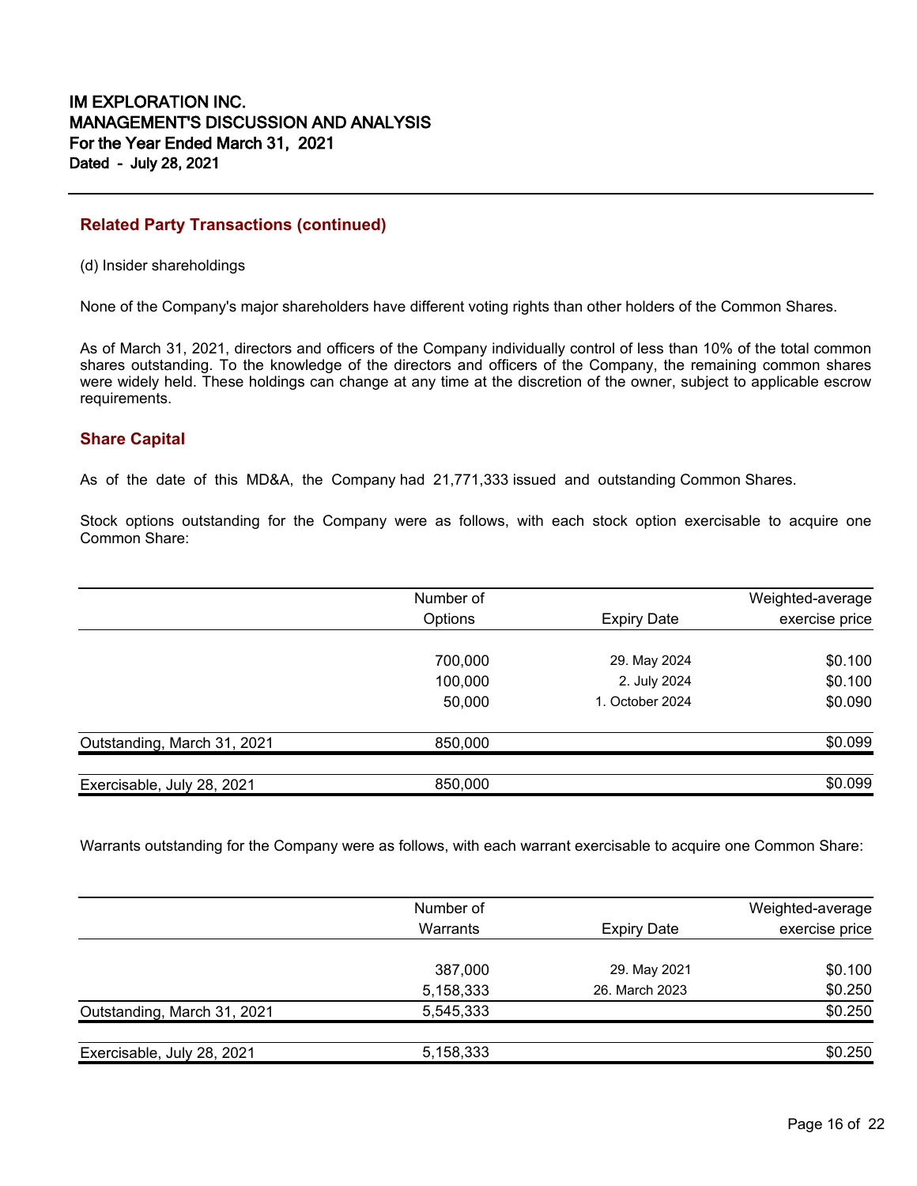## Related Party Transactions (continued)

(d) Insider shareholdings

None of the Company's major shareholders have different voting rights than other holders of the Common Shares.

As of March 31, 2021, directors and officers of the Company individually control of less than 10% of the total common shares outstanding. To the knowledge of the directors and officers of the Company, the remaining common shares were widely held. These holdings can change at any time at the discretion of the owner, subject to applicable escrow requirements.

## Share Capital

As of the date of this MD&A, the Company had 21,771,333 issued and outstanding Common Shares.

Stock options outstanding for the Company were as follows, with each stock option exercisable to acquire one Common Share:

| | Number of Options | Expiry Date | Weighted-average exercise price |
|---|---|---|---|
| | 700,000 | 29. May 2024 | $0.100 |
| | 100,000 | 2. July 2024 | $0.100 |
| | 50,000 | 1. October 2024 | $0.090 |
| Outstanding, March 31, 2021 | 850,000 | | $0.099 |
| Exercisable, July 28, 2021 | 850,000 | | $0.099 |

Warrants outstanding for the Company were as follows, with each warrant exercisable to acquire one Common Share:

| | Number of Warrants | Expiry Date | Weighted-average exercise price |
|---|---|---|---|
| | 387,000 | 29. May 2021 | $0.100 |
| | 5,158,333 | 26. March 2023 | $0.250 |
| Outstanding, March 31, 2021 | 5,545,333 | | $0.250 |
| Exercisable, July 28, 2021 | 5,158,333 | | $0.250 |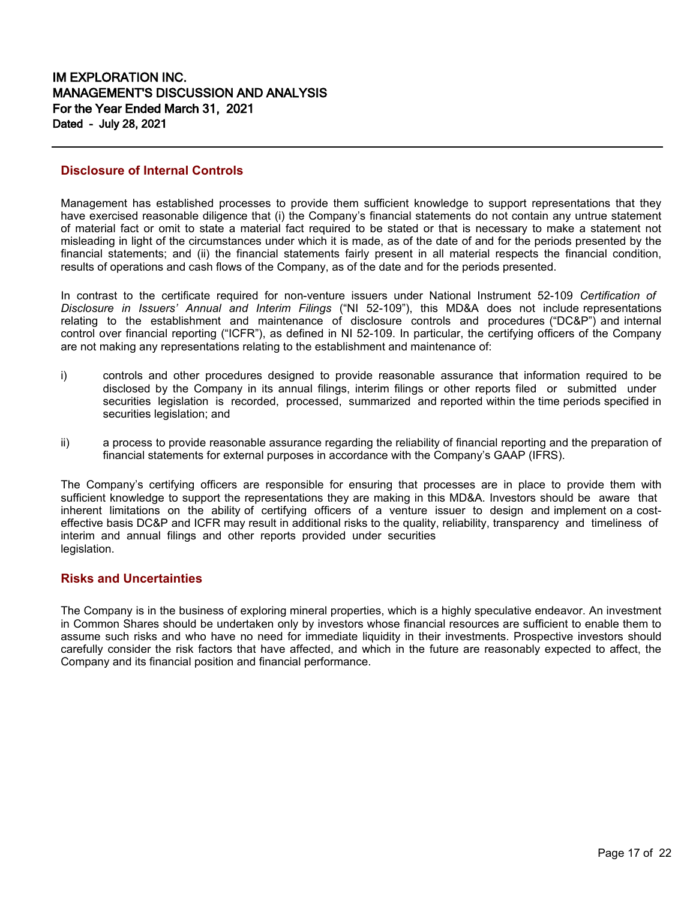## Disclosure of Internal Controls

Management has established processes to provide them sufficient knowledge to support representations that they have exercised reasonable diligence that (i) the Company's financial statements do not contain any untrue statement of material fact or omit to state a material fact required to be stated or that is necessary to make a statement not misleading in light of the circumstances under which it is made, as of the date of and for the periods presented by the financial statements; and (ii) the financial statements fairly present in all material respects the financial condition, results of operations and cash flows of the Company, as of the date and for the periods presented.

In contrast to the certificate required for non-venture issuers under National Instrument 52-109 *Certification of Disclosure in Issuers' Annual and Interim Filings* ("NI 52-109"), this MD&A does not include representations relating to the establishment and maintenance of disclosure controls and procedures ("DC&P") and internal control over financial reporting ("ICFR"), as defined in NI 52-109. In particular, the certifying officers of the Company are not making any representations relating to the establishment and maintenance of:

i) controls and other procedures designed to provide reasonable assurance that information required to be disclosed by the Company in its annual filings, interim filings or other reports filed or submitted under securities legislation is recorded, processed, summarized and reported within the time periods specified in securities legislation; and

ii) a process to provide reasonable assurance regarding the reliability of financial reporting and the preparation of financial statements for external purposes in accordance with the Company's GAAP (IFRS).

The Company's certifying officers are responsible for ensuring that processes are in place to provide them with sufficient knowledge to support the representations they are making in this MD&A. Investors should be aware that inherent limitations on the ability of certifying officers of a venture issuer to design and implement on a cost-effective basis DC&P and ICFR may result in additional risks to the quality, reliability, transparency and timeliness of interim and annual filings and other reports provided under securities legislation.

## Risks and Uncertainties

The Company is in the business of exploring mineral properties, which is a highly speculative endeavor. An investment in Common Shares should be undertaken only by investors whose financial resources are sufficient to enable them to assume such risks and who have no need for immediate liquidity in their investments. Prospective investors should carefully consider the risk factors that have affected, and which in the future are reasonably expected to affect, the Company and its financial position and financial performance.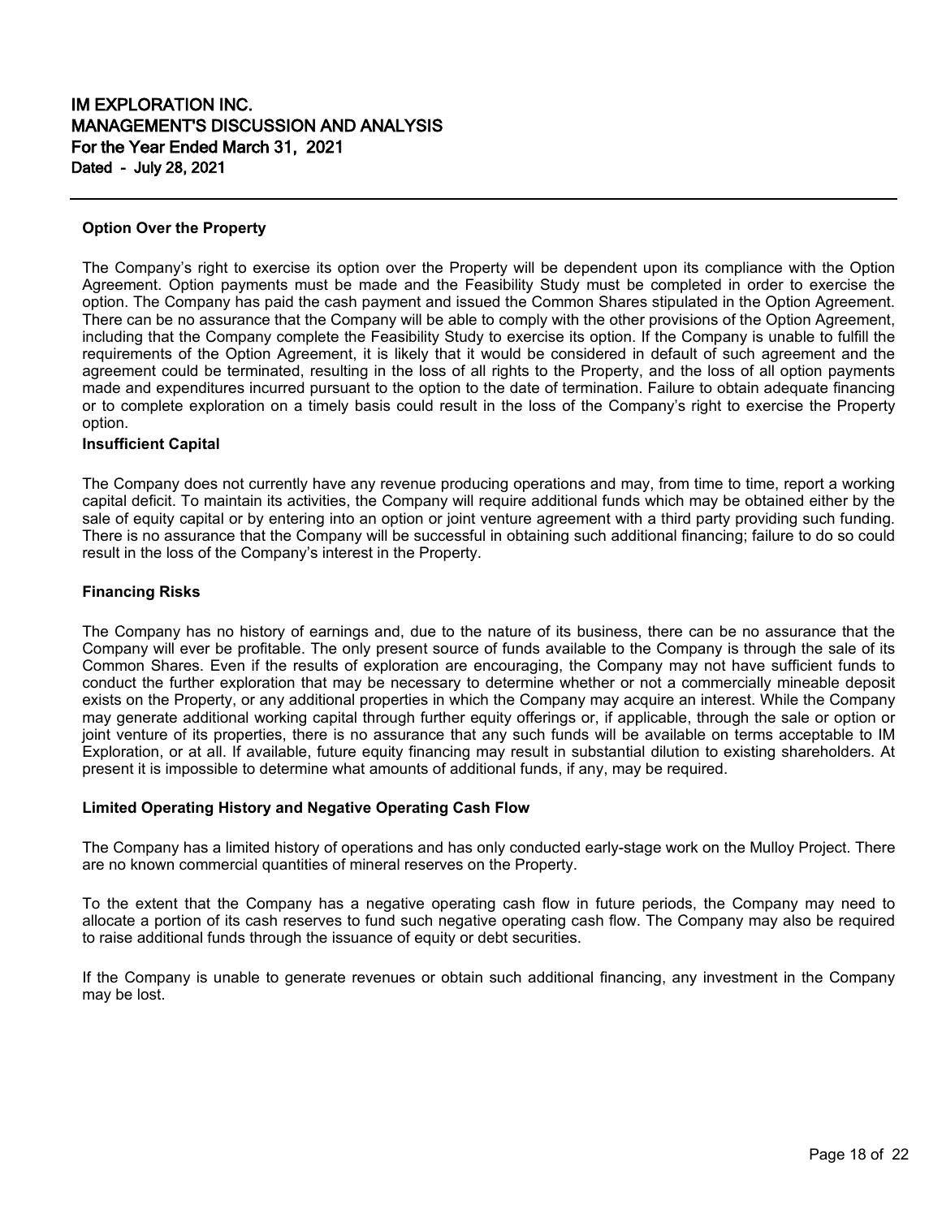### Option Over the Property

The Company's right to exercise its option over the Property will be dependent upon its compliance with the Option Agreement. Option payments must be made and the Feasibility Study must be completed in order to exercise the option. The Company has paid the cash payment and issued the Common Shares stipulated in the Option Agreement. There can be no assurance that the Company will be able to comply with the other provisions of the Option Agreement, including that the Company complete the Feasibility Study to exercise its option. If the Company is unable to fulfill the requirements of the Option Agreement, it is likely that it would be considered in default of such agreement and the agreement could be terminated, resulting in the loss of all rights to the Property, and the loss of all option payments made and expenditures incurred pursuant to the option to the date of termination. Failure to obtain adequate financing or to complete exploration on a timely basis could result in the loss of the Company's right to exercise the Property option.

### Insufficient Capital

The Company does not currently have any revenue producing operations and may, from time to time, report a working capital deficit. To maintain its activities, the Company will require additional funds which may be obtained either by the sale of equity capital or by entering into an option or joint venture agreement with a third party providing such funding. There is no assurance that the Company will be successful in obtaining such additional financing; failure to do so could result in the loss of the Company's interest in the Property.

### Financing Risks

The Company has no history of earnings and, due to the nature of its business, there can be no assurance that the Company will ever be profitable. The only present source of funds available to the Company is through the sale of its Common Shares. Even if the results of exploration are encouraging, the Company may not have sufficient funds to conduct the further exploration that may be necessary to determine whether or not a commercially mineable deposit exists on the Property, or any additional properties in which the Company may acquire an interest. While the Company may generate additional working capital through further equity offerings or, if applicable, through the sale or option or joint venture of its properties, there is no assurance that any such funds will be available on terms acceptable to IM Exploration, or at all. If available, future equity financing may result in substantial dilution to existing shareholders. At present it is impossible to determine what amounts of additional funds, if any, may be required.

### Limited Operating History and Negative Operating Cash Flow

The Company has a limited history of operations and has only conducted early-stage work on the Mulloy Project. There are no known commercial quantities of mineral reserves on the Property.

To the extent that the Company has a negative operating cash flow in future periods, the Company may need to allocate a portion of its cash reserves to fund such negative operating cash flow. The Company may also be required to raise additional funds through the issuance of equity or debt securities.

If the Company is unable to generate revenues or obtain such additional financing, any investment in the Company may be lost.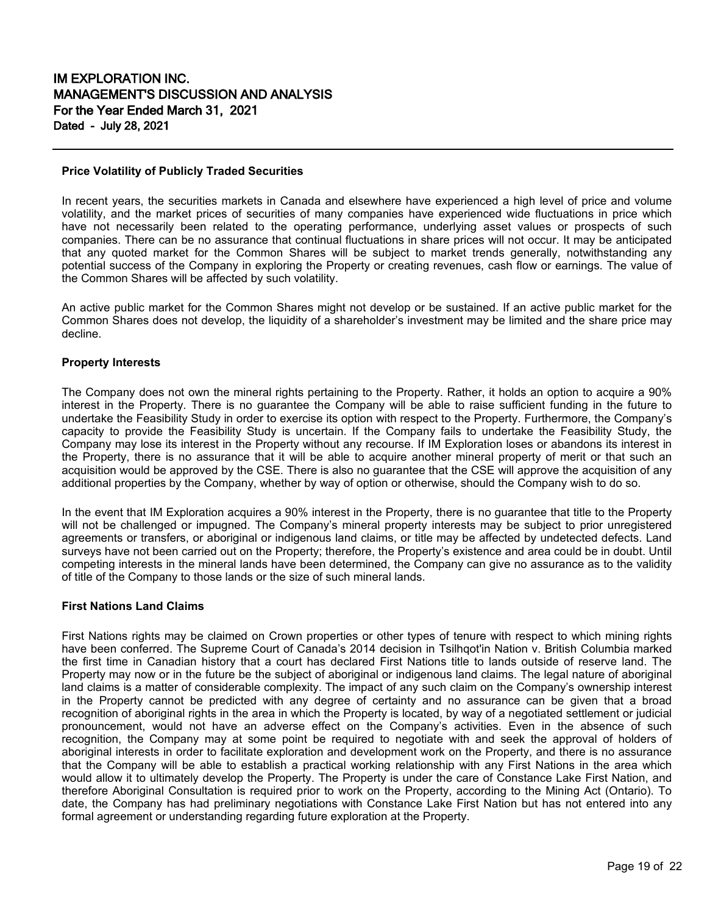### Price Volatility of Publicly Traded Securities

In recent years, the securities markets in Canada and elsewhere have experienced a high level of price and volume volatility, and the market prices of securities of many companies have experienced wide fluctuations in price which have not necessarily been related to the operating performance, underlying asset values or prospects of such companies. There can be no assurance that continual fluctuations in share prices will not occur. It may be anticipated that any quoted market for the Common Shares will be subject to market trends generally, notwithstanding any potential success of the Company in exploring the Property or creating revenues, cash flow or earnings. The value of the Common Shares will be affected by such volatility.

An active public market for the Common Shares might not develop or be sustained. If an active public market for the Common Shares does not develop, the liquidity of a shareholder's investment may be limited and the share price may decline.

### Property Interests

The Company does not own the mineral rights pertaining to the Property. Rather, it holds an option to acquire a 90% interest in the Property. There is no guarantee the Company will be able to raise sufficient funding in the future to undertake the Feasibility Study in order to exercise its option with respect to the Property. Furthermore, the Company's capacity to provide the Feasibility Study is uncertain. If the Company fails to undertake the Feasibility Study, the Company may lose its interest in the Property without any recourse. If IM Exploration loses or abandons its interest in the Property, there is no assurance that it will be able to acquire another mineral property of merit or that such an acquisition would be approved by the CSE. There is also no guarantee that the CSE will approve the acquisition of any additional properties by the Company, whether by way of option or otherwise, should the Company wish to do so.

In the event that IM Exploration acquires a 90% interest in the Property, there is no guarantee that title to the Property will not be challenged or impugned. The Company's mineral property interests may be subject to prior unregistered agreements or transfers, or aboriginal or indigenous land claims, or title may be affected by undetected defects. Land surveys have not been carried out on the Property; therefore, the Property's existence and area could be in doubt. Until competing interests in the mineral lands have been determined, the Company can give no assurance as to the validity of title of the Company to those lands or the size of such mineral lands.

### First Nations Land Claims

First Nations rights may be claimed on Crown properties or other types of tenure with respect to which mining rights have been conferred. The Supreme Court of Canada's 2014 decision in Tsilhqot'in Nation v. British Columbia marked the first time in Canadian history that a court has declared First Nations title to lands outside of reserve land. The Property may now or in the future be the subject of aboriginal or indigenous land claims. The legal nature of aboriginal land claims is a matter of considerable complexity. The impact of any such claim on the Company's ownership interest in the Property cannot be predicted with any degree of certainty and no assurance can be given that a broad recognition of aboriginal rights in the area in which the Property is located, by way of a negotiated settlement or judicial pronouncement, would not have an adverse effect on the Company's activities. Even in the absence of such recognition, the Company may at some point be required to negotiate with and seek the approval of holders of aboriginal interests in order to facilitate exploration and development work on the Property, and there is no assurance that the Company will be able to establish a practical working relationship with any First Nations in the area which would allow it to ultimately develop the Property. The Property is under the care of Constance Lake First Nation, and therefore Aboriginal Consultation is required prior to work on the Property, according to the Mining Act (Ontario). To date, the Company has had preliminary negotiations with Constance Lake First Nation but has not entered into any formal agreement or understanding regarding future exploration at the Property.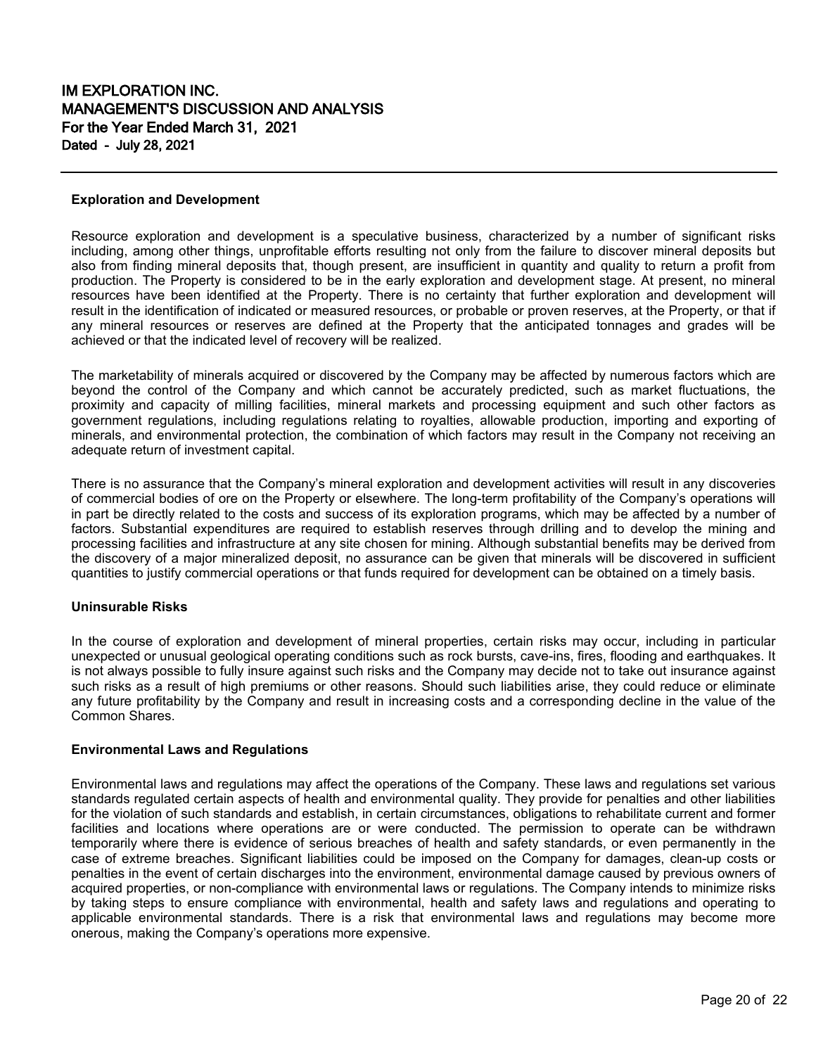### Exploration and Development

Resource exploration and development is a speculative business, characterized by a number of significant risks including, among other things, unprofitable efforts resulting not only from the failure to discover mineral deposits but also from finding mineral deposits that, though present, are insufficient in quantity and quality to return a profit from production. The Property is considered to be in the early exploration and development stage. At present, no mineral resources have been identified at the Property. There is no certainty that further exploration and development will result in the identification of indicated or measured resources, or probable or proven reserves, at the Property, or that if any mineral resources or reserves are defined at the Property that the anticipated tonnages and grades will be achieved or that the indicated level of recovery will be realized.

The marketability of minerals acquired or discovered by the Company may be affected by numerous factors which are beyond the control of the Company and which cannot be accurately predicted, such as market fluctuations, the proximity and capacity of milling facilities, mineral markets and processing equipment and such other factors as government regulations, including regulations relating to royalties, allowable production, importing and exporting of minerals, and environmental protection, the combination of which factors may result in the Company not receiving an adequate return of investment capital.

There is no assurance that the Company's mineral exploration and development activities will result in any discoveries of commercial bodies of ore on the Property or elsewhere. The long-term profitability of the Company's operations will in part be directly related to the costs and success of its exploration programs, which may be affected by a number of factors. Substantial expenditures are required to establish reserves through drilling and to develop the mining and processing facilities and infrastructure at any site chosen for mining. Although substantial benefits may be derived from the discovery of a major mineralized deposit, no assurance can be given that minerals will be discovered in sufficient quantities to justify commercial operations or that funds required for development can be obtained on a timely basis.

### Uninsurable Risks

In the course of exploration and development of mineral properties, certain risks may occur, including in particular unexpected or unusual geological operating conditions such as rock bursts, cave-ins, fires, flooding and earthquakes. It is not always possible to fully insure against such risks and the Company may decide not to take out insurance against such risks as a result of high premiums or other reasons. Should such liabilities arise, they could reduce or eliminate any future profitability by the Company and result in increasing costs and a corresponding decline in the value of the Common Shares.

### Environmental Laws and Regulations

Environmental laws and regulations may affect the operations of the Company. These laws and regulations set various standards regulated certain aspects of health and environmental quality. They provide for penalties and other liabilities for the violation of such standards and establish, in certain circumstances, obligations to rehabilitate current and former facilities and locations where operations are or were conducted. The permission to operate can be withdrawn temporarily where there is evidence of serious breaches of health and safety standards, or even permanently in the case of extreme breaches. Significant liabilities could be imposed on the Company for damages, clean-up costs or penalties in the event of certain discharges into the environment, environmental damage caused by previous owners of acquired properties, or non-compliance with environmental laws or regulations. The Company intends to minimize risks by taking steps to ensure compliance with environmental, health and safety laws and regulations and operating to applicable environmental standards. There is a risk that environmental laws and regulations may become more onerous, making the Company's operations more expensive.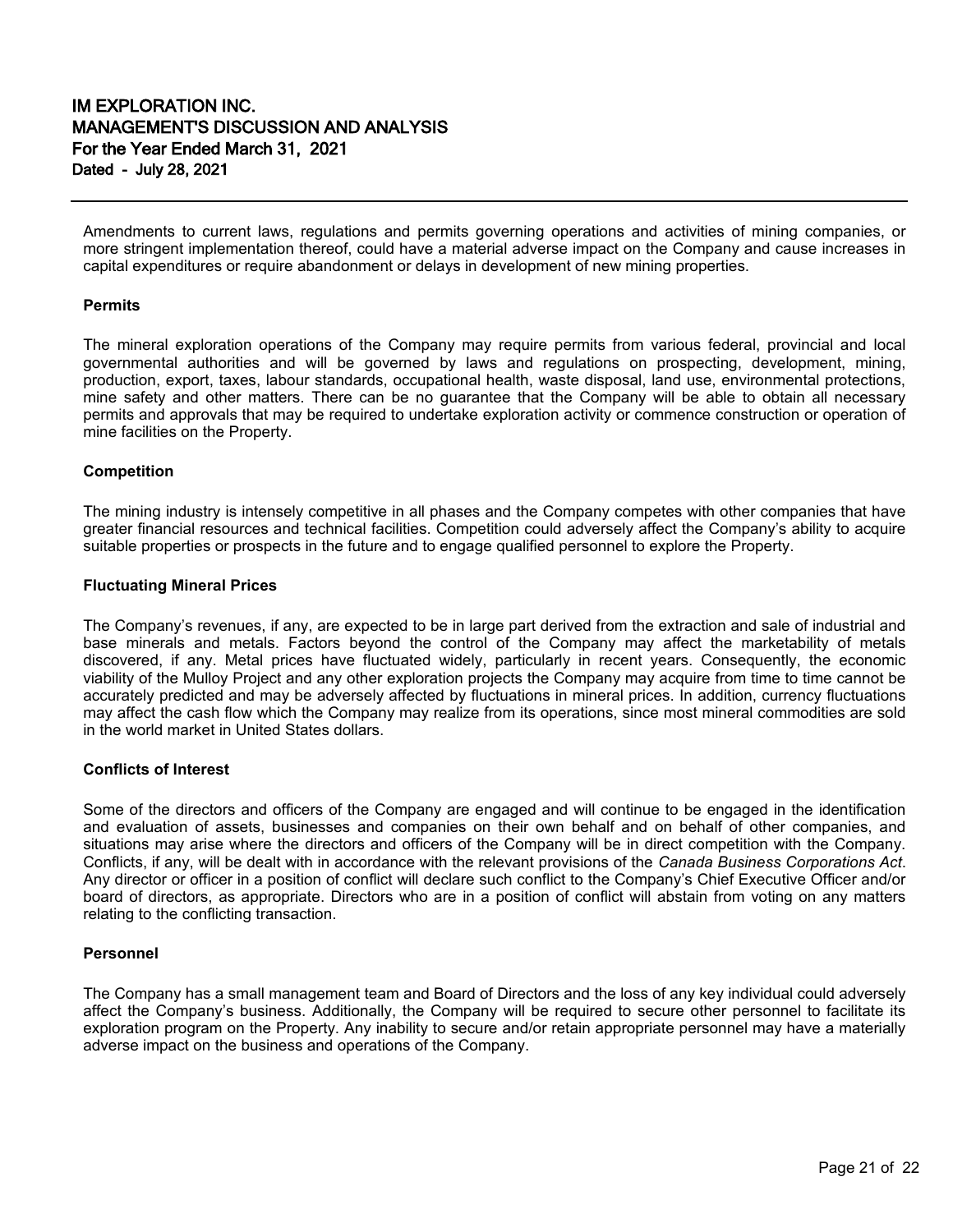Amendments to current laws, regulations and permits governing operations and activities of mining companies, or more stringent implementation thereof, could have a material adverse impact on the Company and cause increases in capital expenditures or require abandonment or delays in development of new mining properties.

**Permits**

The mineral exploration operations of the Company may require permits from various federal, provincial and local governmental authorities and will be governed by laws and regulations on prospecting, development, mining, production, export, taxes, labour standards, occupational health, waste disposal, land use, environmental protections, mine safety and other matters. There can be no guarantee that the Company will be able to obtain all necessary permits and approvals that may be required to undertake exploration activity or commence construction or operation of mine facilities on the Property.

**Competition**

The mining industry is intensely competitive in all phases and the Company competes with other companies that have greater financial resources and technical facilities. Competition could adversely affect the Company's ability to acquire suitable properties or prospects in the future and to engage qualified personnel to explore the Property.

**Fluctuating Mineral Prices**

The Company's revenues, if any, are expected to be in large part derived from the extraction and sale of industrial and base minerals and metals. Factors beyond the control of the Company may affect the marketability of metals discovered, if any. Metal prices have fluctuated widely, particularly in recent years. Consequently, the economic viability of the Mulloy Project and any other exploration projects the Company may acquire from time to time cannot be accurately predicted and may be adversely affected by fluctuations in mineral prices. In addition, currency fluctuations may affect the cash flow which the Company may realize from its operations, since most mineral commodities are sold in the world market in United States dollars.

**Conflicts of Interest**

Some of the directors and officers of the Company are engaged and will continue to be engaged in the identification and evaluation of assets, businesses and companies on their own behalf and on behalf of other companies, and situations may arise where the directors and officers of the Company will be in direct competition with the Company. Conflicts, if any, will be dealt with in accordance with the relevant provisions of the *Canada Business Corporations Act*. Any director or officer in a position of conflict will declare such conflict to the Company's Chief Executive Officer and/or board of directors, as appropriate. Directors who are in a position of conflict will abstain from voting on any matters relating to the conflicting transaction.

**Personnel**

The Company has a small management team and Board of Directors and the loss of any key individual could adversely affect the Company's business. Additionally, the Company will be required to secure other personnel to facilitate its exploration program on the Property. Any inability to secure and/or retain appropriate personnel may have a materially adverse impact on the business and operations of the Company.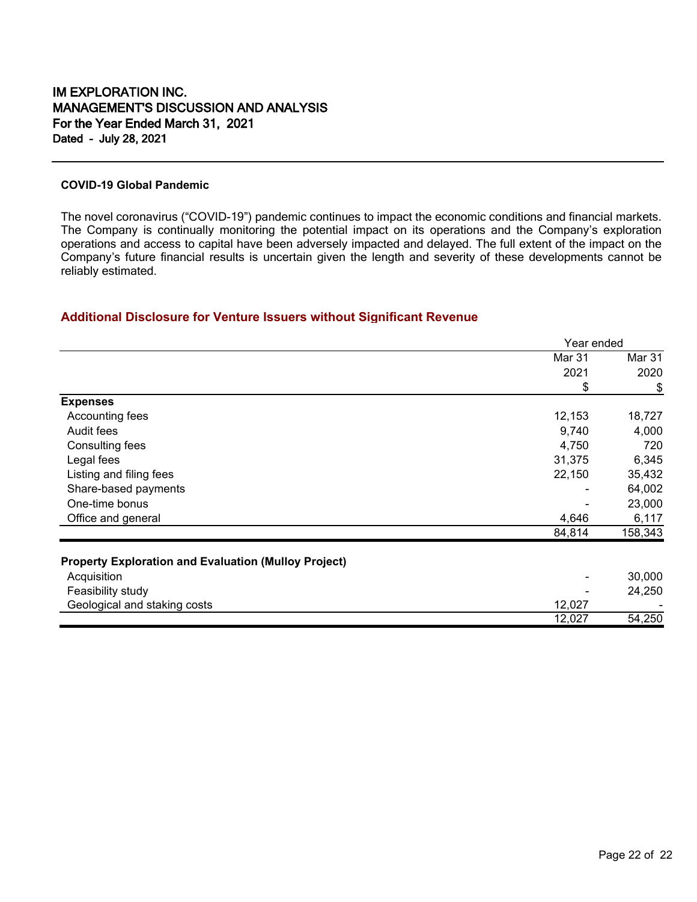### COVID-19 Global Pandemic

The novel coronavirus ("COVID-19") pandemic continues to impact the economic conditions and financial markets. The Company is continually monitoring the potential impact on its operations and the Company's exploration operations and access to capital have been adversely impacted and delayed. The full extent of the impact on the Company's future financial results is uncertain given the length and severity of these developments cannot be reliably estimated.

## Additional Disclosure for Venture Issuers without Significant Revenue

| | Year ended | |
|---|---|---|
| | Mar 31 2021 $ | Mar 31 2020 $ |
| **Expenses** | | |
| Accounting fees | 12,153 | 18,727 |
| Audit fees | 9,740 | 4,000 |
| Consulting fees | 4,750 | 720 |
| Legal fees | 31,375 | 6,345 |
| Listing and filing fees | 22,150 | 35,432 |
| Share-based payments | - | 64,002 |
| One-time bonus | - | 23,000 |
| Office and general | 4,646 | 6,117 |
| | 84,814 | 158,343 |
| **Property Exploration and Evaluation (Mulloy Project)** | | |
| Acquisition | - | 30,000 |
| Feasibility study | - | 24,250 |
| Geological and staking costs | 12,027 | - |
| | 12,027 | 54,250 |